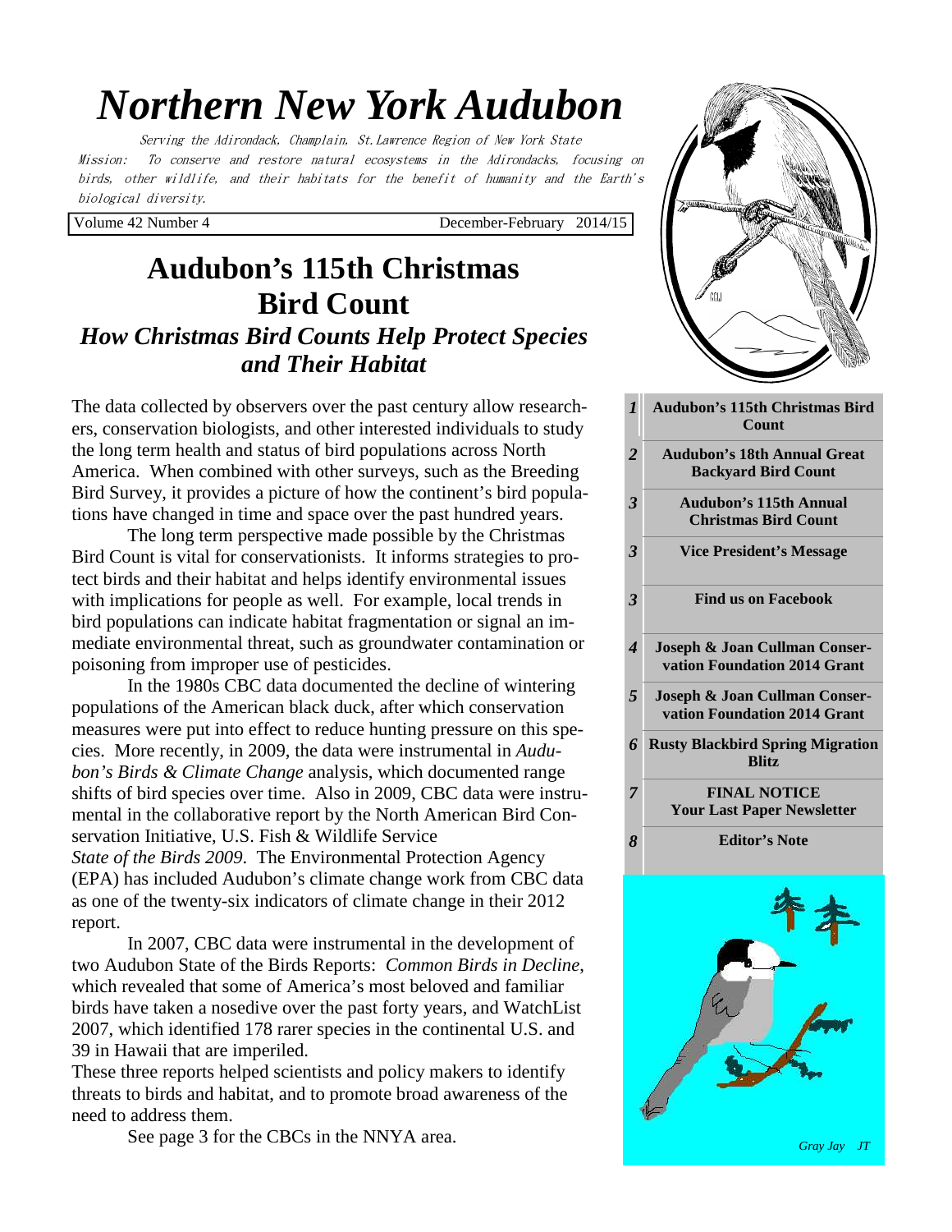# Northern New York Audubon

*Serving the Adirondack, Champlain, St. Lawrence Region of New York State*

*Mission: To conserve and restore natural ecosystems in the Adirondacks, focusing on birds, other wildlife, and their habitats for the benefit of humanity and the Earth's biological diversity.*

Volume 42 Number 4 December-February 2014/15

## Audubon's 115th Christmas Bird Count

### *How Christmas Bird Counts Help Protect Species and Their Habitat*

The data collected by observers over the past century allow researchers, conservation biologists, and other interested individuals to study the long term health and status of bird populations across North America. When combined with other surveys, such as the Breeding Bird Survey, it provides a picture of how the continent's bird populations have changed in time and space over the past hundred years.

The long term perspective made possible by the Christmas Bird Count is vital for conservationists. It informs strategies to protect birds and their habitat and helps identify environmental issues with implications for people as well. For example, local trends in bird populations can indicate habitat fragmentation or signal an immediate environmental threat, such as groundwater contamination or poisoning from improper use of pesticides.

In the 1980s CBC data documented the decline of wintering populations of the American black duck, after which conservation measures were put into effect to reduce hunting pressure on this species. More recently, in 2009, the data were instrumental in *Audubon's Birds & Climate Change* analysis, which documented range shifts of bird species over time. Also in 2009, CBC data were instrumental in the collaborative report by the North American Bird Conservation Initiative, U.S. Fish & Wildlife Service *State of the Birds 2009*. The Environmental Protection Agency (EPA) has included Audubon's climate change work from CBC data as one of the twenty-six indicators of climate change in their 2012 report.

In 2007, CBC data were instrumental in the development of two Audubon State of the Birds Reports: *Common Birds in Decline*, which revealed that some of America's most beloved and familiar birds have taken a nosedive over the past forty years, and WatchList 2007, which identified 178 rarer species in the continental U.S. and 39 in Hawaii that are imperiled.

These three reports helped scientists and policy makers to identify threats to birds and habitat, and to promote broad awareness of the need to address them.

See page 3 for the CBCs in the NNYA area.

| Page | Contents |
|---|---|
| *1* | **Audubon's 115th Christmas Bird Count** |
| *2* | **Audubon's 18th Annual Great Backyard Bird Count** |
| *3* | **Audubon's 115th Annual Christmas Bird Count** |
| *3* | **Vice President's Message** |
| *3* | **Find us on Facebook** |
| *4* | **Joseph & Joan Cullman Conservation Foundation 2014 Grant** |
| *5* | **Joseph & Joan Cullman Conservation Foundation 2014 Grant** |
| *6* | **Rusty Blackbird Spring Migration Blitz** |
| *7* | **FINAL NOTICE Your Last Paper Newsletter** |
| *8* | **Editor's Note** |

*Gray Jay JT*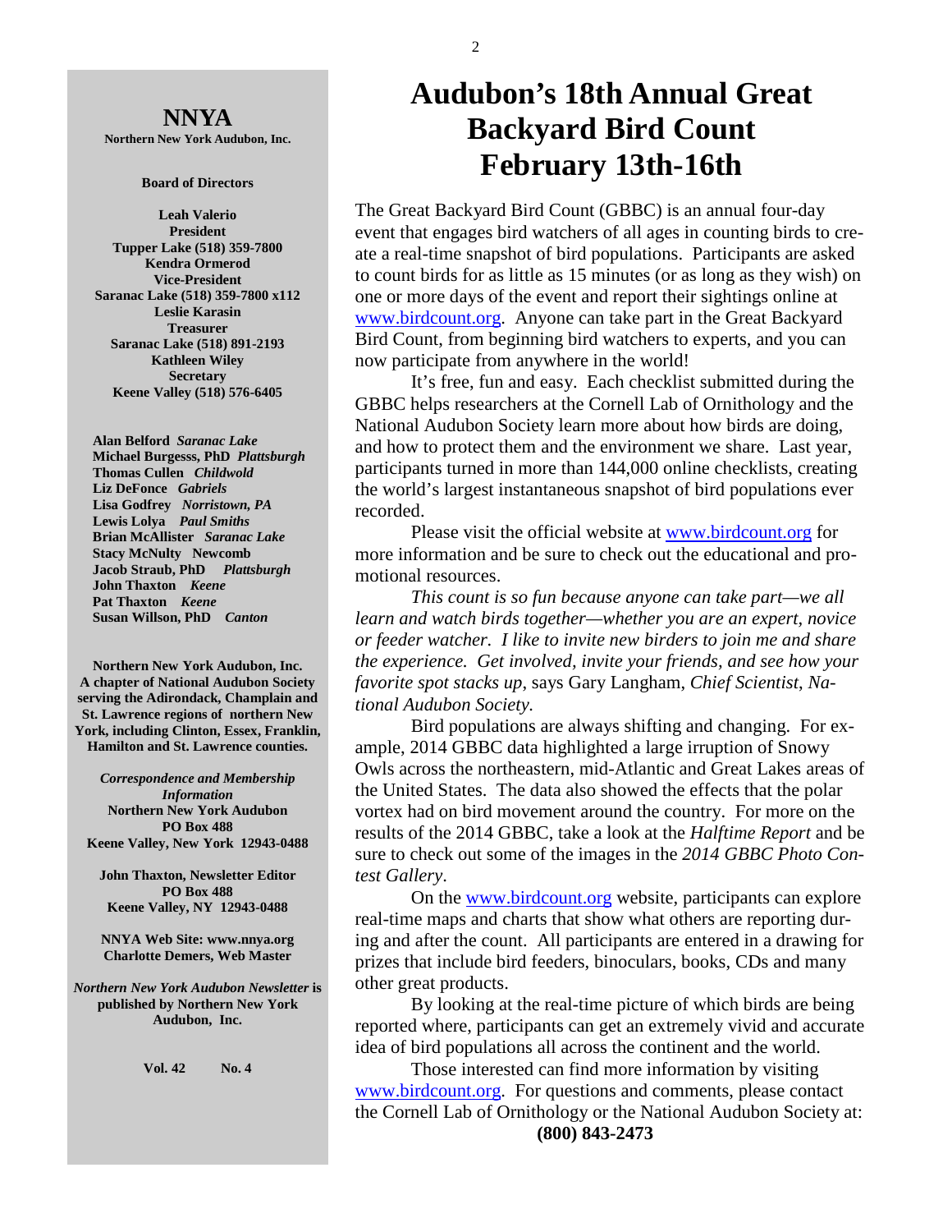**NNYA**

**Northern New York Audubon, Inc.**

**Board of Directors**

**Leah Valerio**
**President**
**Tupper Lake (518) 359-7800**
**Kendra Ormerod**
**Vice-President**
**Saranac Lake (518) 359-7800 x112**
**Leslie Karasin**
**Treasurer**
**Saranac Lake (518) 891-2193**
**Kathleen Wiley**
**Secretary**
**Keene Valley (518) 576-6405**

**Alan Belford** ***Saranac Lake***
**Michael Burgesss, PhD** ***Plattsburgh***
**Thomas Cullen** ***Childwold***
**Liz DeFonce** ***Gabriels***
**Lisa Godfrey** ***Norristown, PA***
**Lewis Lolya** ***Paul Smiths***
**Brian McAllister** ***Saranac Lake***
**Stacy McNulty Newcomb**
**Jacob Straub, PhD** ***Plattsburgh***
**John Thaxton** ***Keene***
**Pat Thaxton** ***Keene***
**Susan Willson, PhD** ***Canton***

**Northern New York Audubon, Inc. A chapter of National Audubon Society serving the Adirondack, Champlain and St. Lawrence regions of northern New York, including Clinton, Essex, Franklin, Hamilton and St. Lawrence counties.**

***Correspondence and Membership Information***
**Northern New York Audubon**
**PO Box 488**
**Keene Valley, New York 12943-0488**

**John Thaxton, Newsletter Editor**
**PO Box 488**
**Keene Valley, NY 12943-0488**

**NNYA Web Site: www.nnya.org**
**Charlotte Demers, Web Master**

***Northern New York Audubon Newsletter*** **is published by Northern New York Audubon, Inc.**

**Vol. 42 No. 4**

# Audubon's 18th Annual Great Backyard Bird Count February 13th-16th

The Great Backyard Bird Count (GBBC) is an annual four-day event that engages bird watchers of all ages in counting birds to create a real-time snapshot of bird populations. Participants are asked to count birds for as little as 15 minutes (or as long as they wish) on one or more days of the event and report their sightings online at www.birdcount.org. Anyone can take part in the Great Backyard Bird Count, from beginning bird watchers to experts, and you can now participate from anywhere in the world!

It's free, fun and easy. Each checklist submitted during the GBBC helps researchers at the Cornell Lab of Ornithology and the National Audubon Society learn more about how birds are doing, and how to protect them and the environment we share. Last year, participants turned in more than 144,000 online checklists, creating the world's largest instantaneous snapshot of bird populations ever recorded.

Please visit the official website at www.birdcount.org for more information and be sure to check out the educational and promotional resources.

*This count is so fun because anyone can take part—we all learn and watch birds together—whether you are an expert, novice or feeder watcher. I like to invite new birders to join me and share the experience. Get involved, invite your friends, and see how your favorite spot stacks up*, says Gary Langham, *Chief Scientist, National Audubon Society.*

Bird populations are always shifting and changing. For example, 2014 GBBC data highlighted a large irruption of Snowy Owls across the northeastern, mid-Atlantic and Great Lakes areas of the United States. The data also showed the effects that the polar vortex had on bird movement around the country. For more on the results of the 2014 GBBC, take a look at the *Halftime Report* and be sure to check out some of the images in the *2014 GBBC Photo Contest Gallery*.

On the www.birdcount.org website, participants can explore real-time maps and charts that show what others are reporting during and after the count. All participants are entered in a drawing for prizes that include bird feeders, binoculars, books, CDs and many other great products.

By looking at the real-time picture of which birds are being reported where, participants can get an extremely vivid and accurate idea of bird populations all across the continent and the world.

Those interested can find more information by visiting www.birdcount.org. For questions and comments, please contact the Cornell Lab of Ornithology or the National Audubon Society at:

**(800) 843-2473**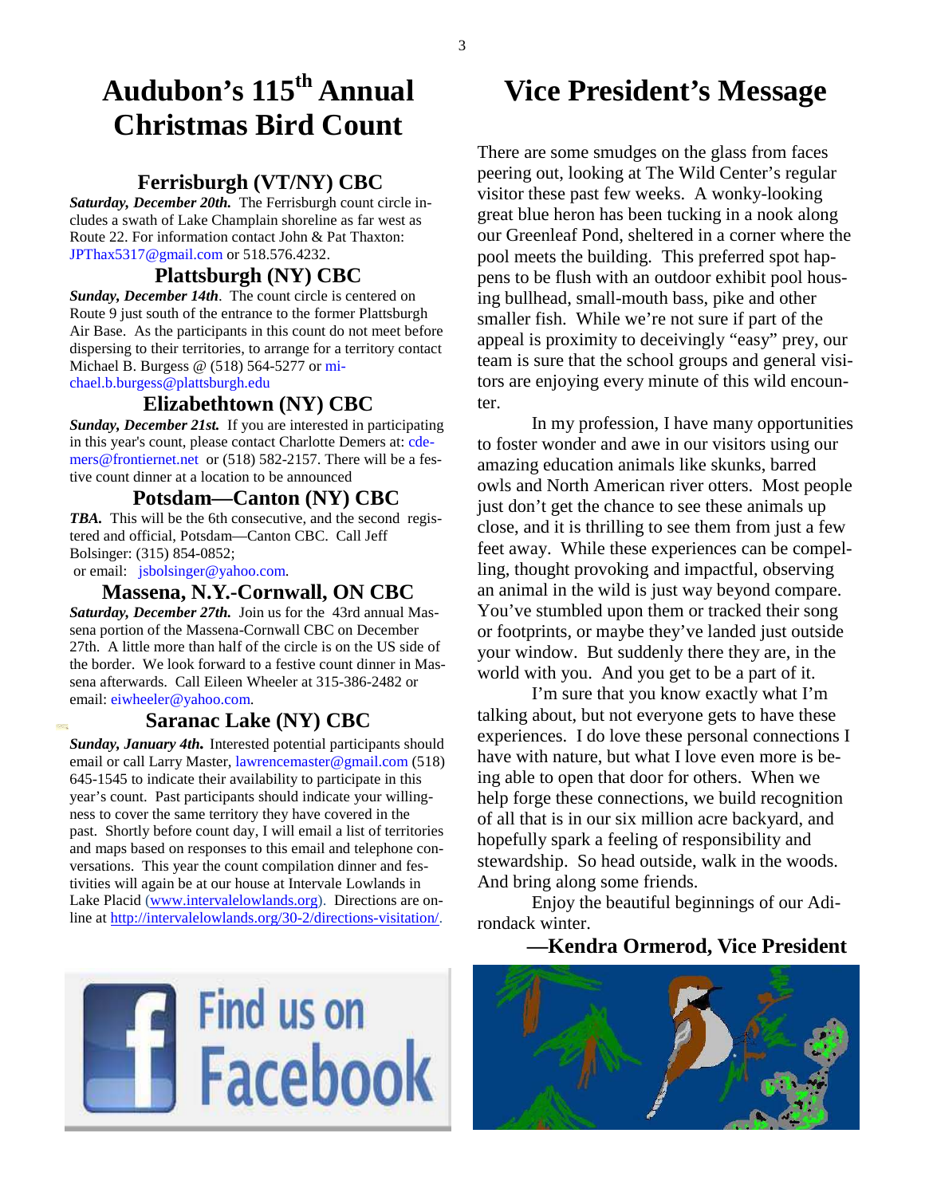# Audubon's 115th Annual Christmas Bird Count

## Ferrisburgh (VT/NY) CBC

***Saturday, December 20th.*** The Ferrisburgh count circle includes a swath of Lake Champlain shoreline as far west as Route 22. For information contact John & Pat Thaxton: JPThax5317@gmail.com or 518.576.4232.

## Plattsburgh (NY) CBC

***Sunday, December 14th***. The count circle is centered on Route 9 just south of the entrance to the former Plattsburgh Air Base. As the participants in this count do not meet before dispersing to their territories, to arrange for a territory contact Michael B. Burgess @ (518) 564-5277 or michael.b.burgess@plattsburgh.edu

## Elizabethtown (NY) CBC

***Sunday, December 21st.*** If you are interested in participating in this year's count, please contact Charlotte Demers at: cdemers@frontiernet.net or (518) 582-2157. There will be a festive count dinner at a location to be announced

## Potsdam—Canton (NY) CBC

***TBA.*** This will be the 6th consecutive, and the second registered and official, Potsdam—Canton CBC. Call Jeff Bolsinger: (315) 854-0852; or email: jsbolsinger@yahoo.com.

## Massena, N.Y.-Cornwall, ON CBC

***Saturday, December 27th.*** Join us for the 43rd annual Massena portion of the Massena-Cornwall CBC on December 27th. A little more than half of the circle is on the US side of the border. We look forward to a festive count dinner in Massena afterwards. Call Eileen Wheeler at 315-386-2482 or email: eiwheeler@yahoo.com.

## Saranac Lake (NY) CBC

***Sunday, January 4th.*** Interested potential participants should email or call Larry Master, lawrencemaster@gmail.com (518) 645-1545 to indicate their availability to participate in this year's count. Past participants should indicate your willingness to cover the same territory they have covered in the past. Shortly before count day, I will email a list of territories and maps based on responses to this email and telephone conversations. This year the count compilation dinner and festivities will again be at our house at Intervale Lowlands in Lake Placid (www.intervalelowlands.org). Directions are online at http://intervalelowlands.org/30-2/directions-visitation/.

Find us on Facebook

# Vice President's Message

There are some smudges on the glass from faces peering out, looking at The Wild Center's regular visitor these past few weeks. A wonky-looking great blue heron has been tucking in a nook along our Greenleaf Pond, sheltered in a corner where the pool meets the building. This preferred spot happens to be flush with an outdoor exhibit pool housing bullhead, small-mouth bass, pike and other smaller fish. While we're not sure if part of the appeal is proximity to deceivingly "easy" prey, our team is sure that the school groups and general visitors are enjoying every minute of this wild encounter.

In my profession, I have many opportunities to foster wonder and awe in our visitors using our amazing education animals like skunks, barred owls and North American river otters. Most people just don't get the chance to see these animals up close, and it is thrilling to see them from just a few feet away. While these experiences can be compelling, thought provoking and impactful, observing an animal in the wild is just way beyond compare. You've stumbled upon them or tracked their song or footprints, or maybe they've landed just outside your window. But suddenly there they are, in the world with you. And you get to be a part of it.

I'm sure that you know exactly what I'm talking about, but not everyone gets to have these experiences. I do love these personal connections I have with nature, but what I love even more is being able to open that door for others. When we help forge these connections, we build recognition of all that is in our six million acre backyard, and hopefully spark a feeling of responsibility and stewardship. So head outside, walk in the woods. And bring along some friends.

Enjoy the beautiful beginnings of our Adirondack winter.

**—Kendra Ormerod, Vice President**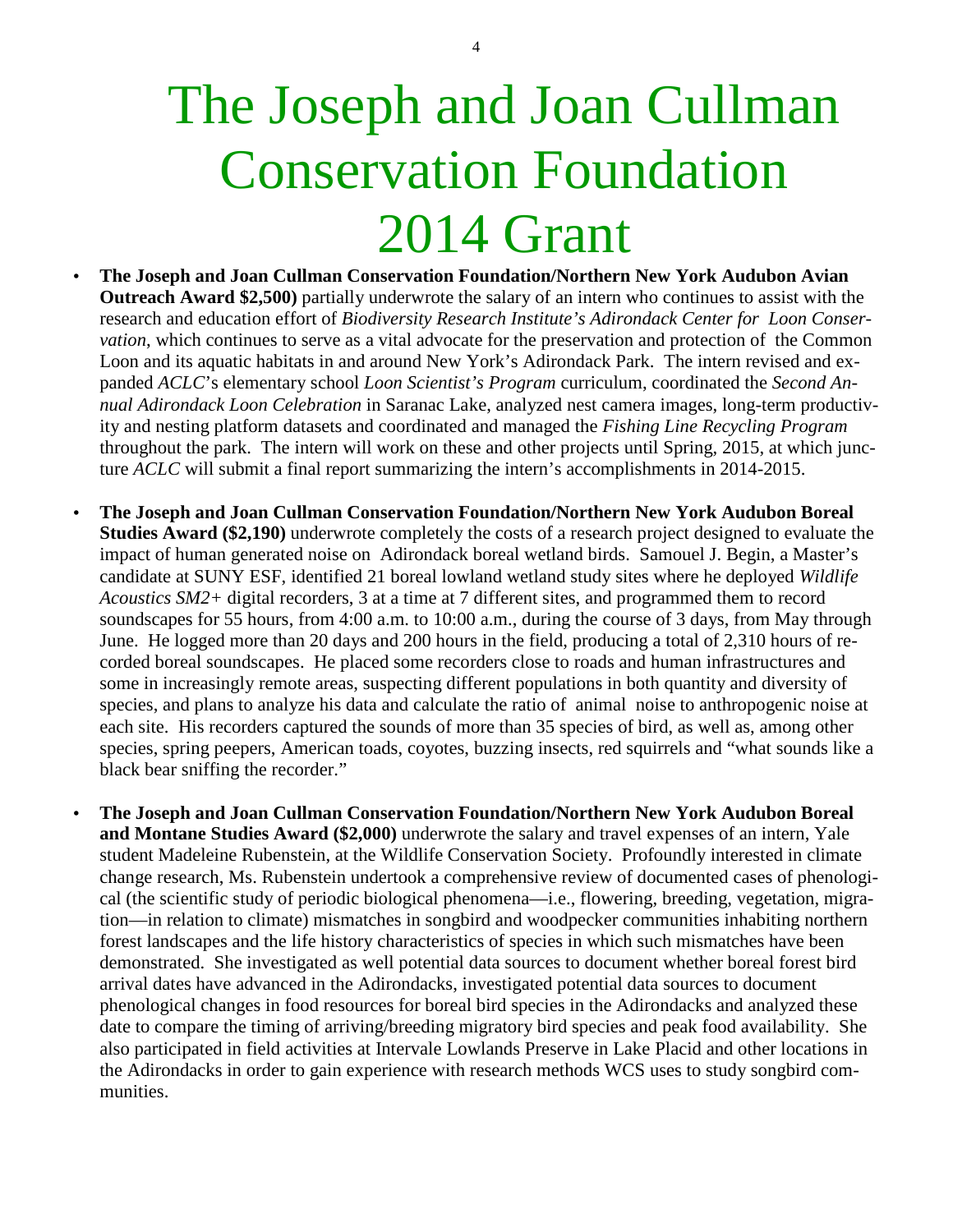# The Joseph and Joan Cullman Conservation Foundation 2014 Grant

- **The Joseph and Joan Cullman Conservation Foundation/Northern New York Audubon Avian Outreach Award $2,500)** partially underwrote the salary of an intern who continues to assist with the research and education effort of *Biodiversity Research Institute's Adirondack Center for Loon Conservation*, which continues to serve as a vital advocate for the preservation and protection of the Common Loon and its aquatic habitats in and around New York's Adirondack Park. The intern revised and expanded *ACLC*'s elementary school *Loon Scientist's Program* curriculum, coordinated the *Second Annual Adirondack Loon Celebration* in Saranac Lake, analyzed nest camera images, long-term productivity and nesting platform datasets and coordinated and managed the *Fishing Line Recycling Program* throughout the park. The intern will work on these and other projects until Spring, 2015, at which juncture *ACLC* will submit a final report summarizing the intern's accomplishments in 2014-2015.

- **The Joseph and Joan Cullman Conservation Foundation/Northern New York Audubon Boreal Studies Award ($2,190)** underwrote completely the costs of a research project designed to evaluate the impact of human generated noise on Adirondack boreal wetland birds. Samouel J. Begin, a Master's candidate at SUNY ESF, identified 21 boreal lowland wetland study sites where he deployed *Wildlife Acoustics SM2+* digital recorders, 3 at a time at 7 different sites, and programmed them to record soundscapes for 55 hours, from 4:00 a.m. to 10:00 a.m., during the course of 3 days, from May through June. He logged more than 20 days and 200 hours in the field, producing a total of 2,310 hours of recorded boreal soundscapes. He placed some recorders close to roads and human infrastructures and some in increasingly remote areas, suspecting different populations in both quantity and diversity of species, and plans to analyze his data and calculate the ratio of animal noise to anthropogenic noise at each site. His recorders captured the sounds of more than 35 species of bird, as well as, among other species, spring peepers, American toads, coyotes, buzzing insects, red squirrels and "what sounds like a black bear sniffing the recorder."

- **The Joseph and Joan Cullman Conservation Foundation/Northern New York Audubon Boreal and Montane Studies Award ($2,000)** underwrote the salary and travel expenses of an intern, Yale student Madeleine Rubenstein, at the Wildlife Conservation Society. Profoundly interested in climate change research, Ms. Rubenstein undertook a comprehensive review of documented cases of phenological (the scientific study of periodic biological phenomena—i.e., flowering, breeding, vegetation, migration—in relation to climate) mismatches in songbird and woodpecker communities inhabiting northern forest landscapes and the life history characteristics of species in which such mismatches have been demonstrated. She investigated as well potential data sources to document whether boreal forest bird arrival dates have advanced in the Adirondacks, investigated potential data sources to document phenological changes in food resources for boreal bird species in the Adirondacks and analyzed these date to compare the timing of arriving/breeding migratory bird species and peak food availability. She also participated in field activities at Intervale Lowlands Preserve in Lake Placid and other locations in the Adirondacks in order to gain experience with research methods WCS uses to study songbird communities.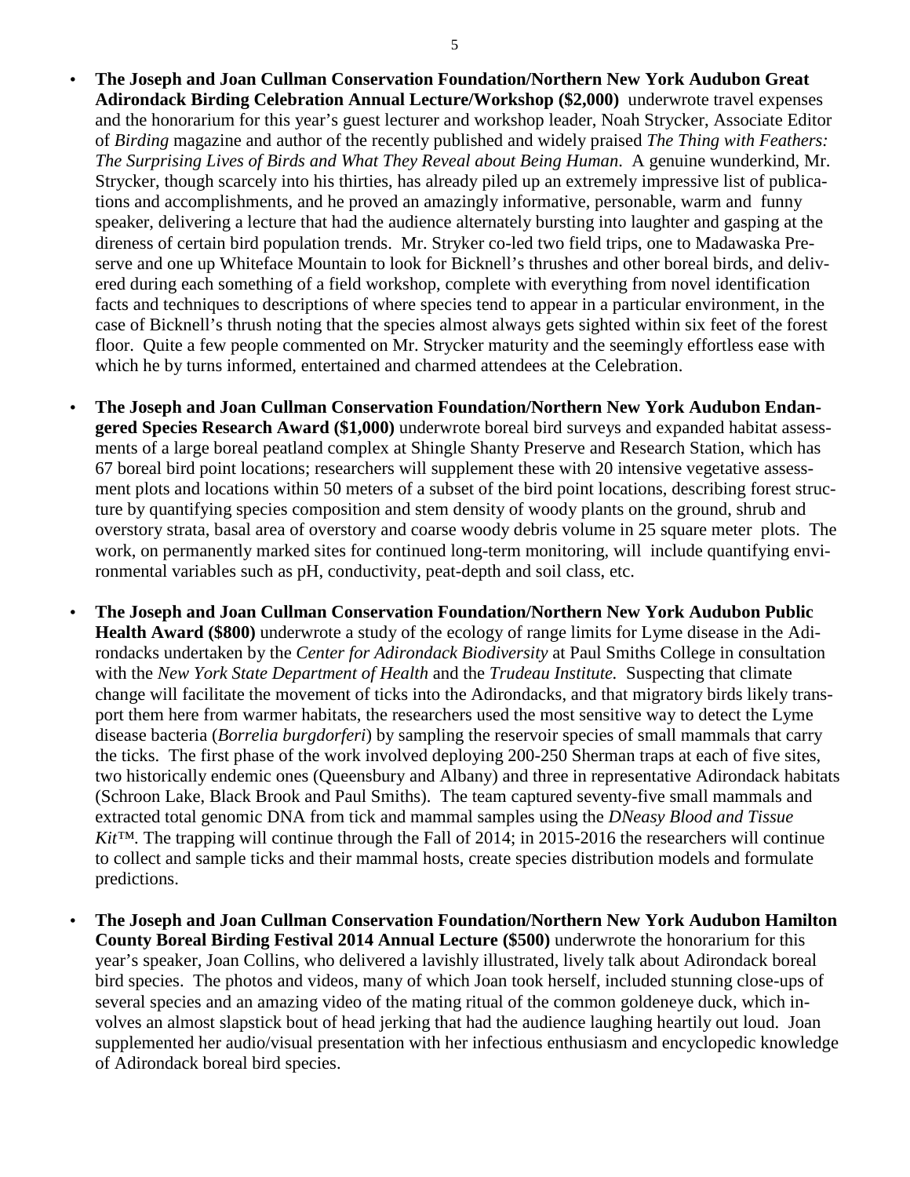- **The Joseph and Joan Cullman Conservation Foundation/Northern New York Audubon Great Adirondack Birding Celebration Annual Lecture/Workshop ($2,000)** underwrote travel expenses and the honorarium for this year's guest lecturer and workshop leader, Noah Strycker, Associate Editor of *Birding* magazine and author of the recently published and widely praised *The Thing with Feathers: The Surprising Lives of Birds and What They Reveal about Being Human*. A genuine wunderkind, Mr. Strycker, though scarcely into his thirties, has already piled up an extremely impressive list of publications and accomplishments, and he proved an amazingly informative, personable, warm and funny speaker, delivering a lecture that had the audience alternately bursting into laughter and gasping at the direness of certain bird population trends. Mr. Stryker co-led two field trips, one to Madawaska Preserve and one up Whiteface Mountain to look for Bicknell's thrushes and other boreal birds, and delivered during each something of a field workshop, complete with everything from novel identification facts and techniques to descriptions of where species tend to appear in a particular environment, in the case of Bicknell's thrush noting that the species almost always gets sighted within six feet of the forest floor. Quite a few people commented on Mr. Strycker maturity and the seemingly effortless ease with which he by turns informed, entertained and charmed attendees at the Celebration.

- **The Joseph and Joan Cullman Conservation Foundation/Northern New York Audubon Endangered Species Research Award ($1,000)** underwrote boreal bird surveys and expanded habitat assessments of a large boreal peatland complex at Shingle Shanty Preserve and Research Station, which has 67 boreal bird point locations; researchers will supplement these with 20 intensive vegetative assessment plots and locations within 50 meters of a subset of the bird point locations, describing forest structure by quantifying species composition and stem density of woody plants on the ground, shrub and overstory strata, basal area of overstory and coarse woody debris volume in 25 square meter plots. The work, on permanently marked sites for continued long-term monitoring, will include quantifying environmental variables such as pH, conductivity, peat-depth and soil class, etc.

- **The Joseph and Joan Cullman Conservation Foundation/Northern New York Audubon Public Health Award ($800)** underwrote a study of the ecology of range limits for Lyme disease in the Adirondacks undertaken by the *Center for Adirondack Biodiversity* at Paul Smiths College in consultation with the *New York State Department of Health* and the *Trudeau Institute.* Suspecting that climate change will facilitate the movement of ticks into the Adirondacks, and that migratory birds likely transport them here from warmer habitats, the researchers used the most sensitive way to detect the Lyme disease bacteria (*Borrelia burgdorferi*) by sampling the reservoir species of small mammals that carry the ticks. The first phase of the work involved deploying 200-250 Sherman traps at each of five sites, two historically endemic ones (Queensbury and Albany) and three in representative Adirondack habitats (Schroon Lake, Black Brook and Paul Smiths). The team captured seventy-five small mammals and extracted total genomic DNA from tick and mammal samples using the *DNeasy Blood and Tissue Kit™.* The trapping will continue through the Fall of 2014; in 2015-2016 the researchers will continue to collect and sample ticks and their mammal hosts, create species distribution models and formulate predictions.

- **The Joseph and Joan Cullman Conservation Foundation/Northern New York Audubon Hamilton County Boreal Birding Festival 2014 Annual Lecture ($500)** underwrote the honorarium for this year's speaker, Joan Collins, who delivered a lavishly illustrated, lively talk about Adirondack boreal bird species. The photos and videos, many of which Joan took herself, included stunning close-ups of several species and an amazing video of the mating ritual of the common goldeneye duck, which involves an almost slapstick bout of head jerking that had the audience laughing heartily out loud. Joan supplemented her audio/visual presentation with her infectious enthusiasm and encyclopedic knowledge of Adirondack boreal bird species.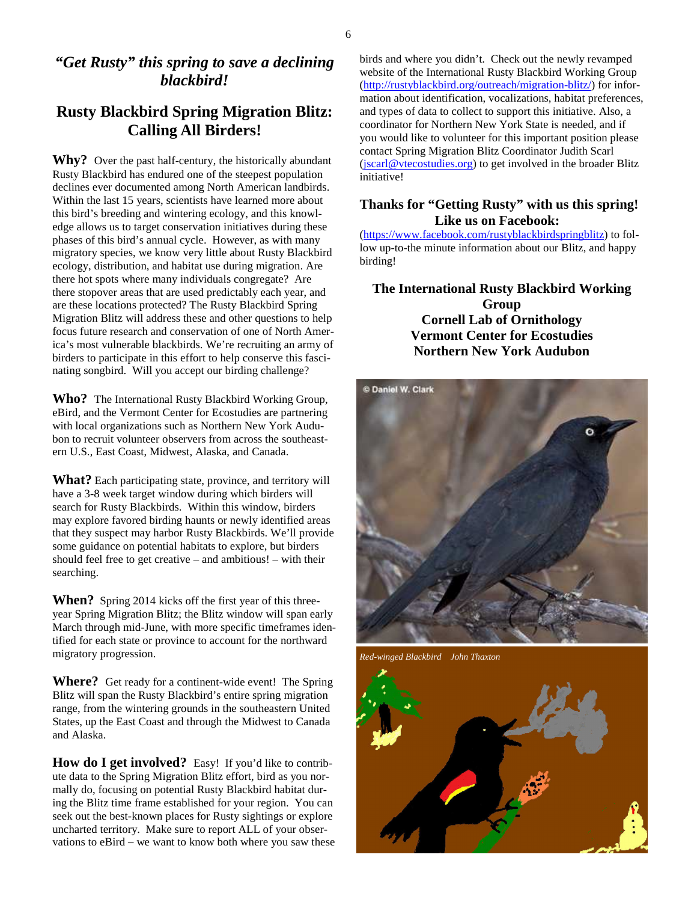# *"Get Rusty" this spring to save a declining blackbird!*

## Rusty Blackbird Spring Migration Blitz: Calling All Birders!

**Why?** Over the past half-century, the historically abundant Rusty Blackbird has endured one of the steepest population declines ever documented among North American landbirds. Within the last 15 years, scientists have learned more about this bird's breeding and wintering ecology, and this knowledge allows us to target conservation initiatives during these phases of this bird's annual cycle. However, as with many migratory species, we know very little about Rusty Blackbird ecology, distribution, and habitat use during migration. Are there hot spots where many individuals congregate? Are there stopover areas that are used predictably each year, and are these locations protected? The Rusty Blackbird Spring Migration Blitz will address these and other questions to help focus future research and conservation of one of North America's most vulnerable blackbirds. We're recruiting an army of birders to participate in this effort to help conserve this fascinating songbird. Will you accept our birding challenge?

**Who?** The International Rusty Blackbird Working Group, eBird, and the Vermont Center for Ecostudies are partnering with local organizations such as Northern New York Audubon to recruit volunteer observers from across the southeastern U.S., East Coast, Midwest, Alaska, and Canada.

**What?** Each participating state, province, and territory will have a 3-8 week target window during which birders will search for Rusty Blackbirds. Within this window, birders may explore favored birding haunts or newly identified areas that they suspect may harbor Rusty Blackbirds. We'll provide some guidance on potential habitats to explore, but birders should feel free to get creative – and ambitious! – with their searching.

**When?** Spring 2014 kicks off the first year of this three-year Spring Migration Blitz; the Blitz window will span early March through mid-June, with more specific timeframes identified for each state or province to account for the northward migratory progression.

**Where?** Get ready for a continent-wide event! The Spring Blitz will span the Rusty Blackbird's entire spring migration range, from the wintering grounds in the southeastern United States, up the East Coast and through the Midwest to Canada and Alaska.

**How do I get involved?** Easy! If you'd like to contribute data to the Spring Migration Blitz effort, bird as you normally do, focusing on potential Rusty Blackbird habitat during the Blitz time frame established for your region. You can seek out the best-known places for Rusty sightings or explore uncharted territory. Make sure to report ALL of your observations to eBird – we want to know both where you saw these birds and where you didn't. Check out the newly revamped website of the International Rusty Blackbird Working Group (http://rustyblackbird.org/outreach/migration-blitz/) for information about identification, vocalizations, habitat preferences, and types of data to collect to support this initiative. Also, a coordinator for Northern New York State is needed, and if you would like to volunteer for this important position please contact Spring Migration Blitz Coordinator Judith Scarl (jscarl@vtecostudies.org) to get involved in the broader Blitz initiative!

### Thanks for "Getting Rusty" with us this spring! Like us on Facebook:

(https://www.facebook.com/rustyblackbirdspringblitz) to follow up-to-the minute information about our Blitz, and happy birding!

**The International Rusty Blackbird Working Group**
**Cornell Lab of Ornithology**
**Vermont Center for Ecostudies**
**Northern New York Audubon**

© Daniel W. Clark

*Red-winged Blackbird John Thaxton*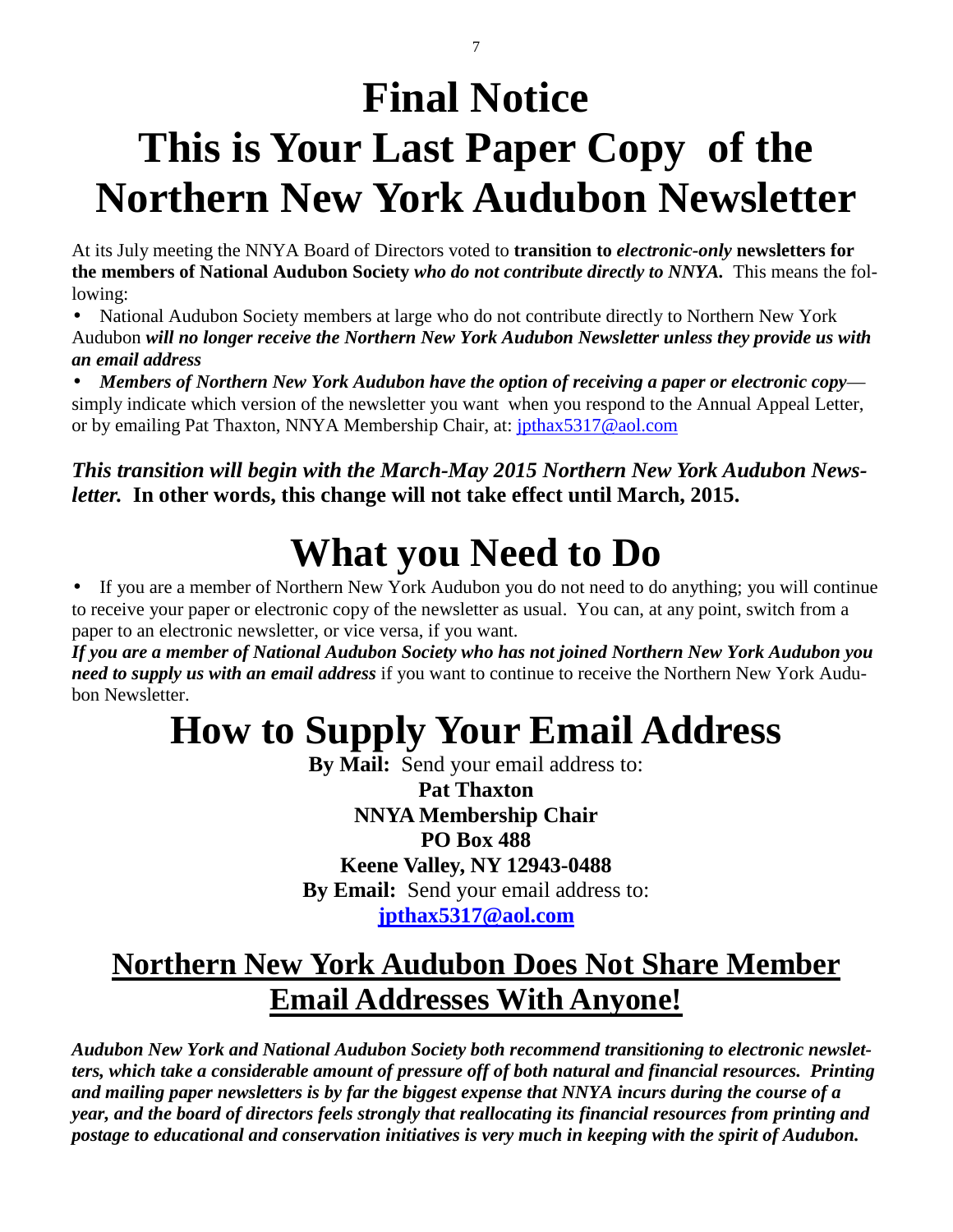# Final Notice

# This is Your Last Paper Copy of the Northern New York Audubon Newsletter

At its July meeting the NNYA Board of Directors voted to **transition to *electronic-only* newsletters for the members of National Audubon Society** ***who do not contribute directly to NNYA.*** This means the following:

- National Audubon Society members at large who do not contribute directly to Northern New York Audubon ***will no longer receive the Northern New York Audubon Newsletter unless they provide us with an email address***
- ***Members of Northern New York Audubon have the option of receiving a paper or electronic copy***—simply indicate which version of the newsletter you want when you respond to the Annual Appeal Letter, or by emailing Pat Thaxton, NNYA Membership Chair, at: jpthax5317@aol.com

***This transition will begin with the March-May 2015 Northern New York Audubon Newsletter.*** **In other words, this change will not take effect until March, 2015.**

# What you Need to Do

- If you are a member of Northern New York Audubon you do not need to do anything; you will continue to receive your paper or electronic copy of the newsletter as usual. You can, at any point, switch from a paper to an electronic newsletter, or vice versa, if you want.

***If you are a member of National Audubon Society who has not joined Northern New York Audubon you need to supply us with an email address*** if you want to continue to receive the Northern New York Audubon Newsletter.

# How to Supply Your Email Address

**By Mail:** Send your email address to:

**Pat Thaxton**
**NNYA Membership Chair**
**PO Box 488**
**Keene Valley, NY 12943-0488**

**By Email:** Send your email address to:

**jpthax5317@aol.com**

## Northern New York Audubon Does Not Share Member Email Addresses With Anyone!

***Audubon New York and National Audubon Society both recommend transitioning to electronic newsletters, which take a considerable amount of pressure off of both natural and financial resources. Printing and mailing paper newsletters is by far the biggest expense that NNYA incurs during the course of a year, and the board of directors feels strongly that reallocating its financial resources from printing and postage to educational and conservation initiatives is very much in keeping with the spirit of Audubon.***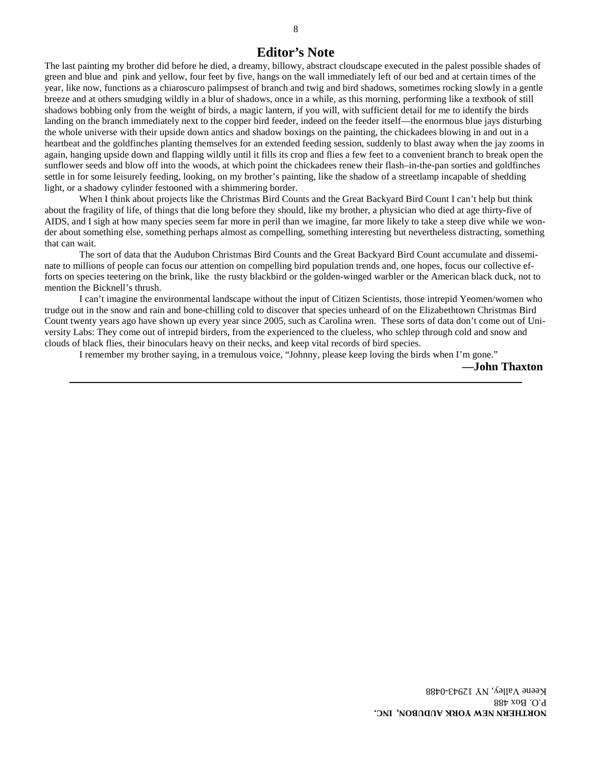## Editor's Note

The last painting my brother did before he died, a dreamy, billowy, abstract cloudscape executed in the palest possible shades of green and blue and pink and yellow, four feet by five, hangs on the wall immediately left of our bed and at certain times of the year, like now, functions as a chiaroscuro palimpsest of branch and twig and bird shadows, sometimes rocking slowly in a gentle breeze and at others smudging wildly in a blur of shadows, once in a while, as this morning, performing like a textbook of still shadows bobbing only from the weight of birds, a magic lantern, if you will, with sufficient detail for me to identify the birds landing on the branch immediately next to the copper bird feeder, indeed on the feeder itself—the enormous blue jays disturbing the whole universe with their upside down antics and shadow boxings on the painting, the chickadees blowing in and out in a heartbeat and the goldfinches planting themselves for an extended feeding session, suddenly to blast away when the jay zooms in again, hanging upside down and flapping wildly until it fills its crop and flies a few feet to a convenient branch to break open the sunflower seeds and blow off into the woods, at which point the chickadees renew their flash–in-the-pan sorties and goldfinches settle in for some leisurely feeding, looking, on my brother's painting, like the shadow of a streetlamp incapable of shedding light, or a shadowy cylinder festooned with a shimmering border.

When I think about projects like the Christmas Bird Counts and the Great Backyard Bird Count I can't help but think about the fragility of life, of things that die long before they should, like my brother, a physician who died at age thirty-five of AIDS, and I sigh at how many species seem far more in peril than we imagine, far more likely to take a steep dive while we wonder about something else, something perhaps almost as compelling, something interesting but nevertheless distracting, something that can wait.

The sort of data that the Audubon Christmas Bird Counts and the Great Backyard Bird Count accumulate and disseminate to millions of people can focus our attention on compelling bird population trends and, one hopes, focus our collective efforts on species teetering on the brink, like the rusty blackbird or the golden-winged warbler or the American black duck, not to mention the Bicknell's thrush.

I can't imagine the environmental landscape without the input of Citizen Scientists, those intrepid Yeomen/women who trudge out in the snow and rain and bone-chilling cold to discover that species unheard of on the Elizabethtown Christmas Bird Count twenty years ago have shown up every year since 2005, such as Carolina wren. These sorts of data don't come out of University Labs: They come out of intrepid birders, from the experienced to the clueless, who schlep through cold and snow and clouds of black flies, their binoculars heavy on their necks, and keep vital records of bird species.

I remember my brother saying, in a tremulous voice, "Johnny, please keep loving the birds when I'm gone."

**—John Thaxton**

---

**NORTHERN NEW YORK AUDUBON, INC.**
P.O. Box 488
Keene Valley, NY 12943-0488